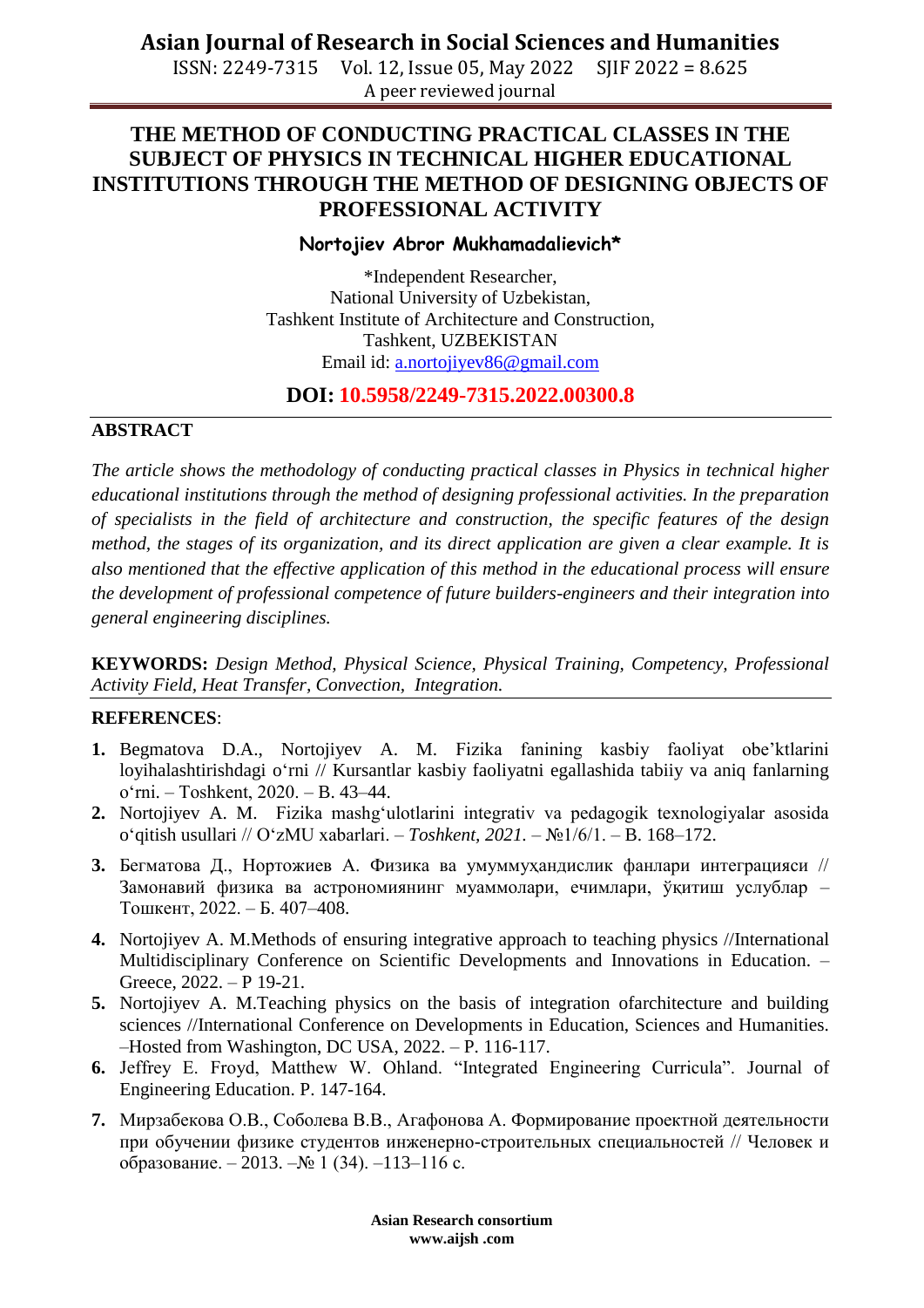# THE METHOD OF CONDUCTING PRACTICAL CLASSES IN THE SUBJECT OF PHYSICS IN TECHNICAL HIGHER EDUCATIONAL INSTITUTIONS THROUGH THE METHOD OF DESIGNING OBJECTS OF PROFESSIONAL ACTIVITY

**Nortojiev Abror Mukhamadalievich***

*Independent Researcher,
National University of Uzbekistan,
Tashkent Institute of Architecture and Construction,
Tashkent, UZBEKISTAN
Email id: a.nortojiyev86@gmail.com

**DOI: 10.5958/2249-7315.2022.00300.8**

## ABSTRACT

*The article shows the methodology of conducting practical classes in Physics in technical higher educational institutions through the method of designing professional activities. In the preparation of specialists in the field of architecture and construction, the specific features of the design method, the stages of its organization, and its direct application are given a clear example. It is also mentioned that the effective application of this method in the educational process will ensure the development of professional competence of future builders-engineers and their integration into general engineering disciplines.*

**KEYWORDS:** *Design Method, Physical Science, Physical Training, Competency, Professional Activity Field, Heat Transfer, Convection, Integration.*

## REFERENCES:

1. Begmatova D.A., Nortojiyev A. M. Fizika fanining kasbiy faoliyat obe'ktlarini loyihalashtirishdagi o'rni // Kursantlar kasbiy faoliyatni egallashida tabiiy va aniq fanlarning o'rni. – Toshkent, 2020. – B. 43–44.
2. Nortojiyev A. M. Fizika mashg'ulotlarini integrativ va pedagogik texnologiyalar asosida o'qitish usullari // O'zMU xabarlari. – *Toshkent, 2021.* – №1/6/1. – B. 168–172.
3. Бегматова Д., Нортожиев А. Физика ва умуммуҳандислик фанлари интеграцияси // Замонавий физика ва астрономиянинг муаммолари, ечимлари, ўқитиш услублар – Тошкент, 2022. – Б. 407–408.
4. Nortojiyev A. M.Methods of ensuring integrative approach to teaching physics //International Multidisciplinary Conference on Scientific Developments and Innovations in Education. – Greece, 2022. – P 19-21.
5. Nortojiyev A. M.Teaching physics on the basis of integration ofarchitecture and building sciences //International Conference on Developments in Education, Sciences and Humanities. –Hosted from Washington, DC USA, 2022. – P. 116-117.
6. Jeffrey E. Froyd, Matthew W. Ohland. "Integrated Engineering Curricula". Journal of Engineering Education. P. 147-164.
7. Мирзабекова О.В., Соболева В.В., Агафонова А. Формирование проектной деятельности при обучении физике студентов инженерно-строительных специальностей // Человек и образование. – 2013. –№ 1 (34). –113–116 с.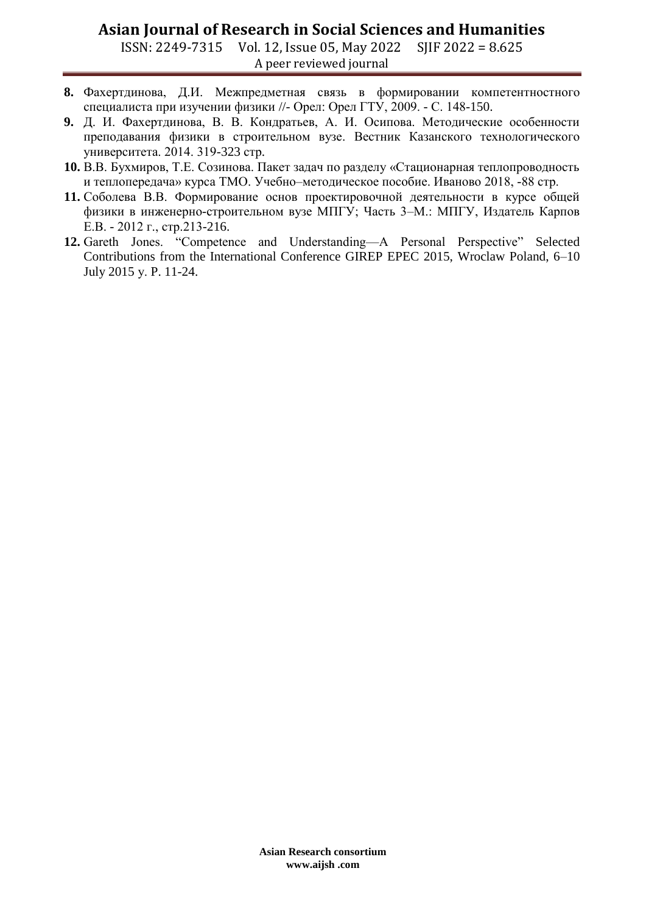8. Фахертдинова, Д.И. Межпредметная связь в формировании компетентностного специалиста при изучении физики //- Орел: Орел ГТУ, 2009. - С. 148-150.
9. Д. И. Фахертдинова, В. В. Кондратьев, А. И. Осипова. Методические особенности преподавания физики в строительном вузе. Вестник Казанского технологического университета. 2014. 319-323 стр.
10. В.В. Бухмиров, Т.Е. Созинова. Пакет задач по разделу «Стационарная теплопроводность и теплопередача» курса ТМО. Учебно–методическое пособие. Иваново 2018, -88 стр.
11. Соболева В.В. Формирование основ проектировочной деятельности в курсе общей физики в инженерно-строительном вузе МПГУ; Часть 3–М.: МПГУ, Издатель Карпов Е.В. - 2012 г., стр.213-216.
12. Gareth Jones. "Competence and Understanding—A Personal Perspective" Selected Contributions from the International Conference GIREP EPEC 2015, Wroclaw Poland, 6–10 July 2015 y. P. 11-24.